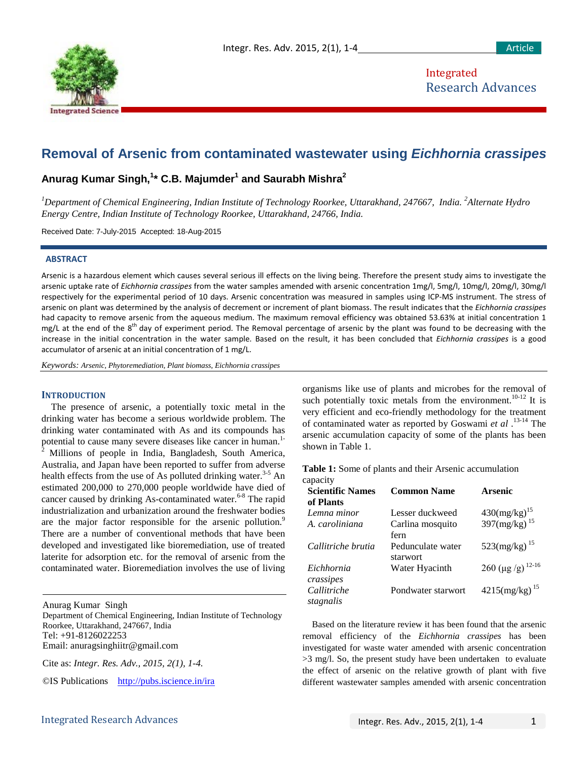# Removal of Arsenic from contaminated wastewater using *Eichhornia crassipes*

**Anurag Kumar Singh,[1]* C.B. Majumder[1] and Saurabh Mishra[2]**

*[1]Department of Chemical Engineering, Indian Institute of Technology Roorkee, Uttarakhand, 247667, India. [2]Alternate Hydro Energy Centre, Indian Institute of Technology Roorkee, Uttarakhand, 24766, India.*

Received Date: 7-July-2015 Accepted: 18-Aug-2015

## ABSTRACT

Arsenic is a hazardous element which causes several serious ill effects on the living being. Therefore the present study aims to investigate the arsenic uptake rate of *Eichhornia crassipes* from the water samples amended with arsenic concentration 1mg/l, 5mg/l, 10mg/l, 20mg/l, 30mg/l respectively for the experimental period of 10 days. Arsenic concentration was measured in samples using ICP-MS instrument. The stress of arsenic on plant was determined by the analysis of decrement or increment of plant biomass. The result indicates that the *Eichhornia crassipes* had capacity to remove arsenic from the aqueous medium. The maximum removal efficiency was obtained 53.63% at initial concentration 1 mg/L at the end of the 8th day of experiment period. The Removal percentage of arsenic by the plant was found to be decreasing with the increase in the initial concentration in the water sample. Based on the result, it has been concluded that *Eichhornia crassipes* is a good accumulator of arsenic at an initial concentration of 1 mg/L.

*Keywords: Arsenic, Phytoremediation, Plant biomass, Eichhornia crassipes*

## INTRODUCTION

The presence of arsenic, a potentially toxic metal in the drinking water has become a serious worldwide problem. The drinking water contaminated with As and its compounds has potential to cause many severe diseases like cancer in human.[1-2] Millions of people in India, Bangladesh, South America, Australia, and Japan have been reported to suffer from adverse health effects from the use of As polluted drinking water.[3-5] An estimated 200,000 to 270,000 people worldwide have died of cancer caused by drinking As-contaminated water.[6-8] The rapid industrialization and urbanization around the freshwater bodies are the major factor responsible for the arsenic pollution.[9] There are a number of conventional methods that have been developed and investigated like bioremediation, use of treated laterite for adsorption etc. for the removal of arsenic from the contaminated water. Bioremediation involves the use of living organisms like use of plants and microbes for the removal of such potentially toxic metals from the environment.[10-12] It is very efficient and eco-friendly methodology for the treatment of contaminated water as reported by Goswami *et al*.[13-14] The arsenic accumulation capacity of some of the plants has been shown in Table 1.

**Table 1:** Some of plants and their Arsenic accumulation capacity

| Scientific Names of Plants | Common Name | Arsenic |
|---|---|---|
| *Lemna minor* | Lesser duckweed | 430(mg/kg)[15] |
| *A. caroliniana* | Carlina mosquito fern | 397(mg/kg)[15] |
| *Callitriche brutia* | Pedunculate water starwort | 523(mg/kg)[15] |
| *Eichhornia crassipes* | Water Hyacinth | 260 (µg /g)[12-16] |
| *Callitriche stagnalis* | Pondwater starwort | 4215(mg/kg)[15] |

Based on the literature review it has been found that the arsenic removal efficiency of the *Eichhornia crassipes* has been investigated for waste water amended with arsenic concentration >3 mg/l. So, the present study have been undertaken to evaluate the effect of arsenic on the relative growth of plant with five different wastewater samples amended with arsenic concentration

---

Anurag Kumar Singh
Department of Chemical Engineering, Indian Institute of Technology Roorkee, Uttarakhand, 247667, India
Tel: +91-8126022253
Email: anuragsinghiitr@gmail.com

Cite as: *Integr. Res. Adv., 2015, 2(1), 1-4.*

©IS Publications http://pubs.iscience.in/ira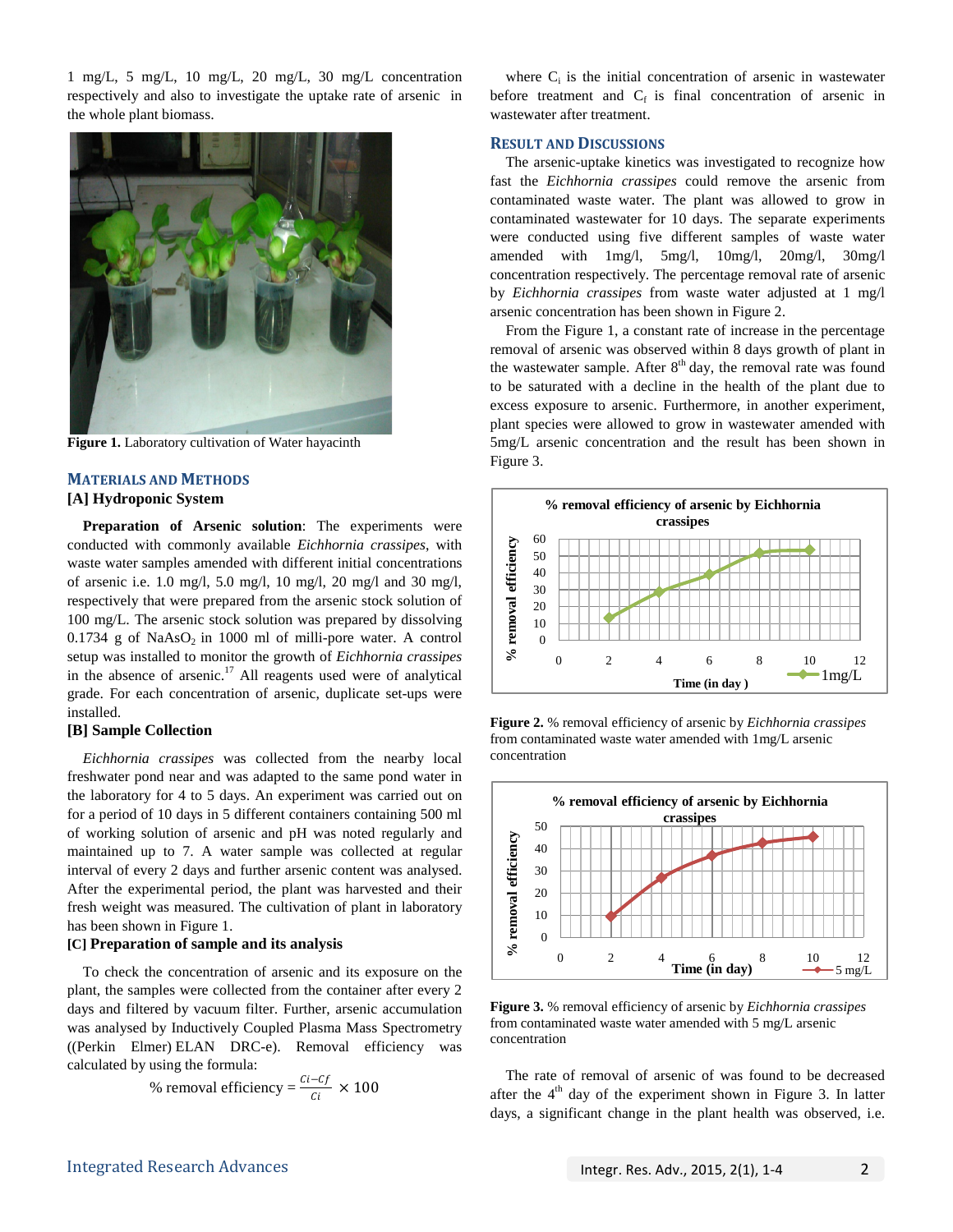1 mg/L, 5 mg/L, 10 mg/L, 20 mg/L, 30 mg/L concentration respectively and also to investigate the uptake rate of arsenic in the whole plant biomass.

**Figure 1.** Laboratory cultivation of Water hayacinth

## MATERIALS AND METHODS

### [A] Hydroponic System

**Preparation of Arsenic solution**: The experiments were conducted with commonly available *Eichhornia crassipes*, with waste water samples amended with different initial concentrations of arsenic i.e. 1.0 mg/l, 5.0 mg/l, 10 mg/l, 20 mg/l and 30 mg/l, respectively that were prepared from the arsenic stock solution of 100 mg/L. The arsenic stock solution was prepared by dissolving 0.1734 g of $NaAsO_2$ in 1000 ml of milli-pore water. A control setup was installed to monitor the growth of *Eichhornia crassipes* in the absence of arsenic.[17] All reagents used were of analytical grade. For each concentration of arsenic, duplicate set-ups were installed.

### [B] Sample Collection

*Eichhornia crassipes* was collected from the nearby local freshwater pond near and was adapted to the same pond water in the laboratory for 4 to 5 days. An experiment was carried out on for a period of 10 days in 5 different containers containing 500 ml of working solution of arsenic and pH was noted regularly and maintained up to 7. A water sample was collected at regular interval of every 2 days and further arsenic content was analysed. After the experimental period, the plant was harvested and their fresh weight was measured. The cultivation of plant in laboratory has been shown in Figure 1.

### [C] Preparation of sample and its analysis

To check the concentration of arsenic and its exposure on the plant, the samples were collected from the container after every 2 days and filtered by vacuum filter. Further, arsenic accumulation was analysed by Inductively Coupled Plasma Mass Spectrometry ((Perkin Elmer) ELAN DRC-e). Removal efficiency was calculated by using the formula:

$$\%\ \text{removal efficiency} = \frac{Ci-Cf}{Ci} \times 100$$

where $C_i$ is the initial concentration of arsenic in wastewater before treatment and $C_f$ is final concentration of arsenic in wastewater after treatment.

## RESULT AND DISCUSSIONS

The arsenic-uptake kinetics was investigated to recognize how fast the *Eichhornia crassipes* could remove the arsenic from contaminated waste water. The plant was allowed to grow in contaminated wastewater for 10 days. The separate experiments were conducted using five different samples of waste water amended with 1mg/l, 5mg/l, 10mg/l, 20mg/l, 30mg/l concentration respectively. The percentage removal rate of arsenic by *Eichhornia crassipes* from waste water adjusted at 1 mg/l arsenic concentration has been shown in Figure 2.

From the Figure 1, a constant rate of increase in the percentage removal of arsenic was observed within 8 days growth of plant in the wastewater sample. After 8[th] day, the removal rate was found to be saturated with a decline in the health of the plant due to excess exposure to arsenic. Furthermore, in another experiment, plant species were allowed to grow in wastewater amended with 5mg/L arsenic concentration and the result has been shown in Figure 3.

**Figure 2.** % removal efficiency of arsenic by *Eichhornia crassipes* from contaminated waste water amended with 1mg/L arsenic concentration

**Figure 3.** % removal efficiency of arsenic by *Eichhornia crassipes* from contaminated waste water amended with 5 mg/L arsenic concentration

The rate of removal of arsenic of was found to be decreased after the 4[th] day of the experiment shown in Figure 3. In latter days, a significant change in the plant health was observed, i.e.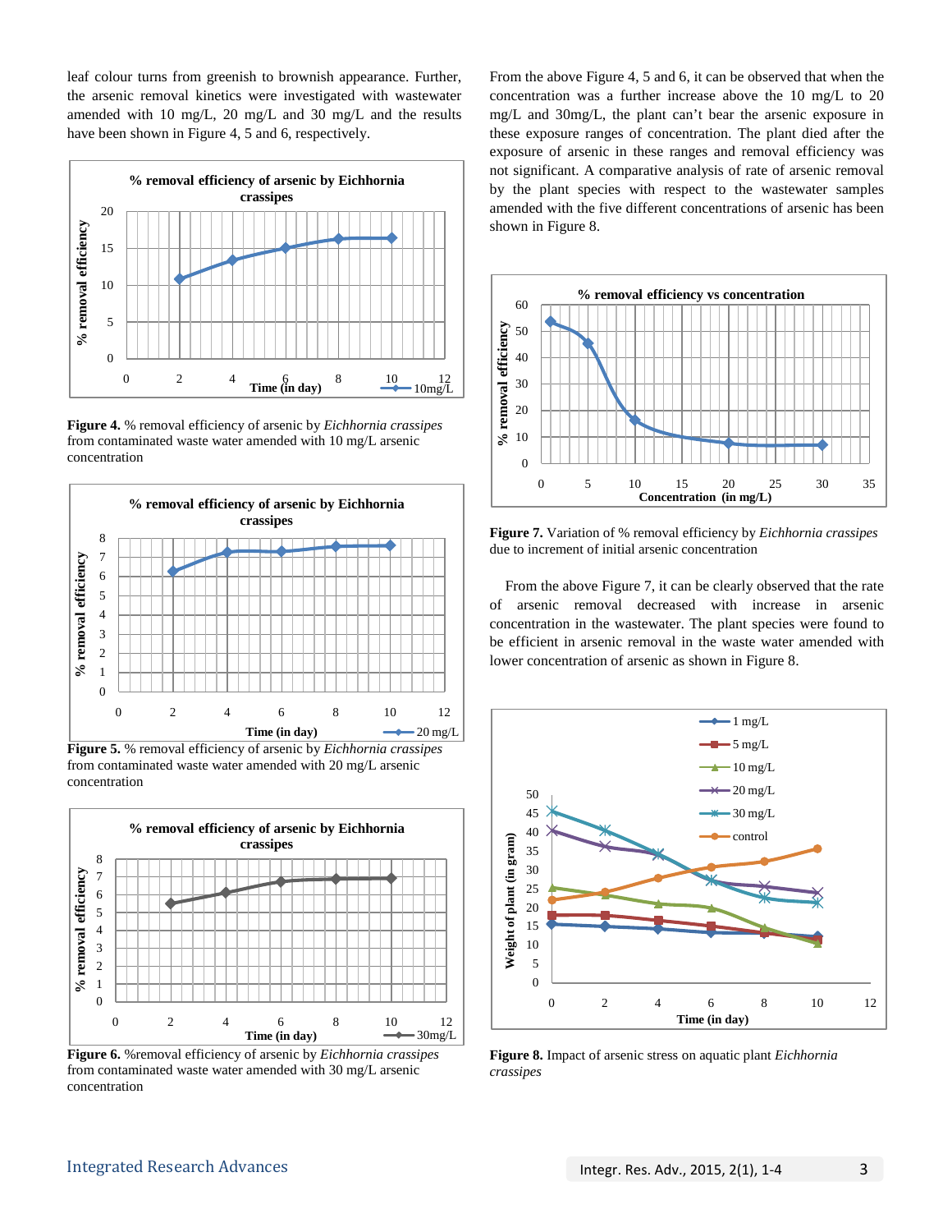leaf colour turns from greenish to brownish appearance. Further, the arsenic removal kinetics were investigated with wastewater amended with 10 mg/L, 20 mg/L and 30 mg/L and the results have been shown in Figure 4, 5 and 6, respectively.

**Figure 4.** % removal efficiency of arsenic by *Eichhornia crassipes* from contaminated waste water amended with 10 mg/L arsenic concentration

**Figure 5.** % removal efficiency of arsenic by *Eichhornia crassipes* from contaminated waste water amended with 20 mg/L arsenic concentration

**Figure 6.** %removal efficiency of arsenic by *Eichhornia crassipes* from contaminated waste water amended with 30 mg/L arsenic concentration

From the above Figure 4, 5 and 6, it can be observed that when the concentration was a further increase above the 10 mg/L to 20 mg/L and 30mg/L, the plant can't bear the arsenic exposure in these exposure ranges of concentration. The plant died after the exposure of arsenic in these ranges and removal efficiency was not significant. A comparative analysis of rate of arsenic removal by the plant species with respect to the wastewater samples amended with the five different concentrations of arsenic has been shown in Figure 8.

**Figure 7.** Variation of % removal efficiency by *Eichhornia crassipes* due to increment of initial arsenic concentration

From the above Figure 7, it can be clearly observed that the rate of arsenic removal decreased with increase in arsenic concentration in the wastewater. The plant species were found to be efficient in arsenic removal in the waste water amended with lower concentration of arsenic as shown in Figure 8.

**Figure 8.** Impact of arsenic stress on aquatic plant *Eichhornia crassipes*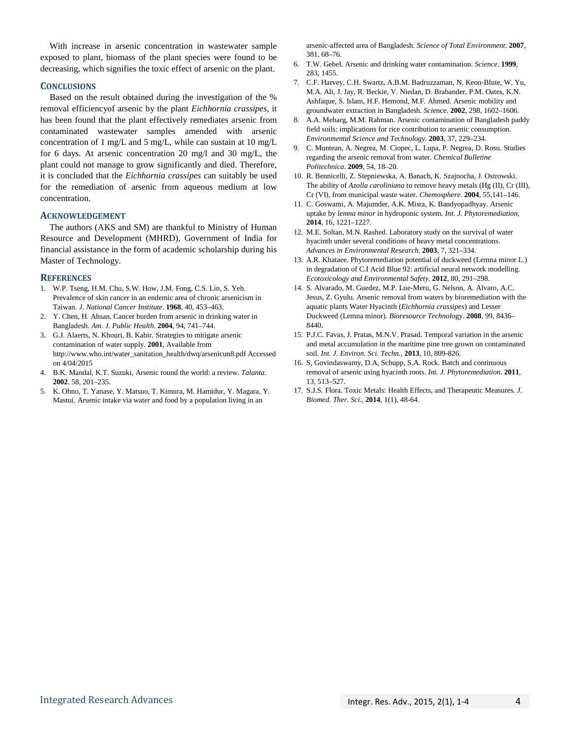With increase in arsenic concentration in wastewater sample exposed to plant, biomass of the plant species were found to be decreasing, which signifies the toxic effect of arsenic on the plant.

## Conclusions

Based on the result obtained during the investigation of the % removal efficiencyof arsenic by the plant *Eichhornia crassipes*, it has been found that the plant effectively remediates arsenic from contaminated wastewater samples amended with arsenic concentration of 1 mg/L and 5 mg/L, while can sustain at 10 mg/L for 6 days. At arsenic concentration 20 mg/l and 30 mg/L, the plant could not manage to grow significantly and died. Therefore, it is concluded that the *Eichhornia crassipes* can suitably be used for the remediation of arsenic from aqueous medium at low concentration.

## Acknowledgement

The authors (AKS and SM) are thankful to Ministry of Human Resource and Development (MHRD), Government of India for financial assistance in the form of academic scholarship during his Master of Technology.

## References

1. W.P. Tseng, H.M. Chu, S.W. How, J.M. Fong, C.S. Lin, S. Yeh. Prevalence of skin cancer in an endemic area of chronic arsenicism in Taiwan. *J. National Cancer Institute*. **1968**, 40, 453–463.
2. Y. Chen, H. Ahsan. Cancer burden from arsenic in drinking water in Bangladesh. *Am. J. Public Health*. **2004**, 94, 741–744.
3. G.J. Alaerts, N. Khouri, B. Kabir. Strategies to mitigate arsenic contamination of water supply. **2001**, Available from http://www.who.int/water_sanitation_health/dwq/arsenicun8.pdf Accessed on 4/04/2015
4. B.K. Mandal, K.T. Suzuki, Arsenic round the world: a review. *Talanta.* **2002**. 58, 201–235.
5. K. Ohno, T. Yanase, Y. Matsuo, T. Kimura, M. Hamidur, Y. Magara, Y. Mastui. Arsenic intake via water and food by a population living in an arsenic-affected area of Bangladesh. *Science of Total Environment*. **2007**, 381, 68–76.
6. T.W. Gebel. Arsenic and drinking water contamination. *Science.* **1999**, 283, 1455.
7. C.F. Harvey, C.H. Swartz, A.B.M. Badruzzaman, N. Keon-Blute, W. Yu, M.A. Ali, J. Jay, R. Beckie, V. Niedan, D. Brabander, P.M. Oates, K.N. Ashfaque, S. Islam, H.F. Hemond, M.F. Ahmed. Arsenic mobility and groundwater extraction in Bangladesh. *Sci*ence. **2002**, 298, 1602–1606.
8. A.A. Meharg, M.M. Rahman. Arsenic contamination of Bangladesh paddy field soils: implications for rice contribution to arsenic consumption. *Environmental Science and Technology*. **2003**, 37, 229–234.
9. C. Muntean, A. Negrea, M. Ciopec, L. Lupa, P. Negrea, D. Rosu. Studies regarding the arsenic removal from water. *Chemical Bulletine Politechnica*. **2009**, 54, 18–20.
10. R. Bennicelli, Z. Stepniewska, A. Banach, K. Szajnocha, J. Ostrowski. The ability of *Azolla caroliniana* to remove heavy metals (Hg (II), Cr (III), Cr (VI), from municipal waste water. *Chemosphere*. **2004**, 55,141–146.
11. C. Goswami, A. Majumder, A.K. Misra, K. Bandyopadhyay. Arsenic uptake by *lemna minor* in hydroponic system. *Int. J. Phytoremediation,* **2014**, 16, 1221–1227.
12. M.E. Soltan, M.N. Rashed. Laboratory study on the survival of water hyacinth under several conditions of heavy metal concentrations. *Advances in Environmental Research*. **2003**, 7, 321–334.
13. A.R. Khataee. Phytoremediation potential of duckweed (Lemna minor L.) in degradation of C.I Acid Blue 92: artificial neural network modelling. *Ecotoxicology and Environmental Safety*. **2012**, 80, 291–298.
14. S. Alvarado, M. Guedez, M.P. Lue-Meru, G. Nelson, A. Alvaro, A.C. Jesus, Z. Gyulu. Arsenic removal from waters by bioremediation with the aquatic plants Water Hyacinth (*Eichhornia crassipes*) and Lesser Duckweed (Lemna minor). *Bioresource Technol*ogy. **2008**, 99, 8436–8440.
15. P.J.C. Favas, J. Pratas, M.N.V. Prasad. Temporal variation in the arsenic and metal accumulation in the maritime pine tree grown on contaminated soil. *Int. J. Environ. Sci. Techn.*, **2013**, 10, 809-826.
16. S, Govindaswamy, D.A, Schupp, S.A. Rock. Batch and continuous removal of arsenic using hyacinth roots. *Int. J. Phytoremediation*. **2011**, 13, 513–527.
17. S.J.S. Flora. Toxic Metals: Health Effects, and Therapeutic Measures. *J. Biomed. Ther. Sci.*, **2014**, 1(1), 48-64.